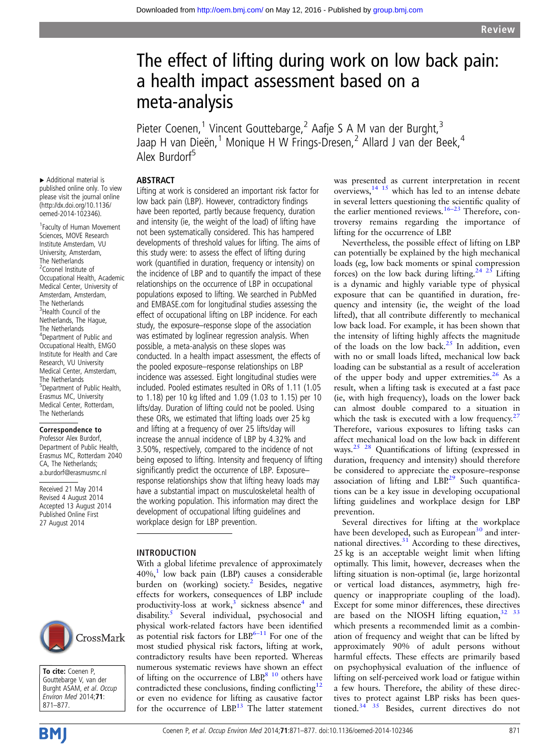# The effect of lifting during work on low back pain: a health impact assessment based on a meta-analysis

Pieter Coenen,[1] Vincent Gouttebarge,[2] Aafje S A M van der Burght,[3] Jaap H van Dieën,[1] Monique H W Frings-Dresen,[2] Allard J van der Beek,[4] Alex Burdorf[5]

▸ Additional material is published online only. To view please visit the journal online (http://dx.doi.org/10.1136/oemed-2014-102346).

[1]Faculty of Human Movement Sciences, MOVE Research Institute Amsterdam, VU University, Amsterdam, The Netherlands
[2]Coronel Institute of Occupational Health, Academic Medical Center, University of Amsterdam, Amsterdam, The Netherlands
[3]Health Council of the Netherlands, The Hague, The Netherlands
[4]Department of Public and Occupational Health, EMGO Institute for Health and Care Research, VU University Medical Center, Amsterdam, The Netherlands
[5]Department of Public Health, Erasmus MC, University Medical Center, Rotterdam, The Netherlands

**Correspondence to**
Professor Alex Burdorf, Department of Public Health, Erasmus MC, Rotterdam 2040 CA, The Netherlands; a.burdorf@erasmusmc.nl

Received 21 May 2014
Revised 4 August 2014
Accepted 13 August 2014
Published Online First 27 August 2014

**To cite:** Coenen P, Gouttebarge V, van der Burght ASAM, *et al. Occup Environ Med* 2014;**71**:871–877.

## ABSTRACT

Lifting at work is considered an important risk factor for low back pain (LBP). However, contradictory findings have been reported, partly because frequency, duration and intensity (ie, the weight of the load) of lifting have not been systematically considered. This has hampered developments of threshold values for lifting. The aims of this study were: to assess the effect of lifting during work (quantified in duration, frequency or intensity) on the incidence of LBP and to quantify the impact of these relationships on the occurrence of LBP in occupational populations exposed to lifting. We searched in PubMed and EMBASE.com for longitudinal studies assessing the effect of occupational lifting on LBP incidence. For each study, the exposure–response slope of the association was estimated by loglinear regression analysis. When possible, a meta-analysis on these slopes was conducted. In a health impact assessment, the effects of the pooled exposure–response relationships on LBP incidence was assessed. Eight longitudinal studies were included. Pooled estimates resulted in ORs of 1.11 (1.05 to 1.18) per 10 kg lifted and 1.09 (1.03 to 1.15) per 10 lifts/day. Duration of lifting could not be pooled. Using these ORs, we estimated that lifting loads over 25 kg and lifting at a frequency of over 25 lifts/day will increase the annual incidence of LBP by 4.32% and 3.50%, respectively, compared to the incidence of not being exposed to lifting. Intensity and frequency of lifting significantly predict the occurrence of LBP. Exposure–response relationships show that lifting heavy loads may have a substantial impact on musculoskeletal health of the working population. This information may direct the development of occupational lifting guidelines and workplace design for LBP prevention.

## INTRODUCTION

With a global lifetime prevalence of approximately 40%,[1] low back pain (LBP) causes a considerable burden on (working) society.[2] Besides, negative effects for workers, consequences of LBP include productivity-loss at work,[3] sickness absence[4] and disability.[5] Several individual, psychosocial and physical work-related factors have been identified as potential risk factors for LBP.[6–11] For one of the most studied physical risk factors, lifting at work, contradictory results have been reported. Whereas numerous systematic reviews have shown an effect of lifting on the occurrence of LBP,[8 10] others have contradicted these conclusions, finding conflicting[12] or even no evidence for lifting as causative factor for the occurrence of LBP.[13] The latter statement was presented as current interpretation in recent overviews,[14 15] which has led to an intense debate in several letters questioning the scientific quality of the earlier mentioned reviews.[16–23] Therefore, controversy remains regarding the importance of lifting for the occurrence of LBP.

Nevertheless, the possible effect of lifting on LBP can potentially be explained by the high mechanical loads (eg, low back moments or spinal compression forces) on the low back during lifting.[24 25] Lifting is a dynamic and highly variable type of physical exposure that can be quantified in duration, frequency and intensity (ie, the weight of the load lifted), that all contribute differently to mechanical low back load. For example, it has been shown that the intensity of lifting highly affects the magnitude of the loads on the low back.[25] In addition, even with no or small loads lifted, mechanical low back loading can be substantial as a result of acceleration of the upper body and upper extremities.[26] As a result, when a lifting task is executed at a fast pace (ie, with high frequency), loads on the lower back can almost double compared to a situation in which the task is executed with a low frequency.[27] Therefore, various exposures to lifting tasks can affect mechanical load on the low back in different ways.[25 28] Quantifications of lifting (expressed in duration, frequency and intensity) should therefore be considered to appreciate the exposure–response association of lifting and LBP.[29] Such quantifications can be a key issue in developing occupational lifting guidelines and workplace design for LBP prevention.

Several directives for lifting at the workplace have been developed, such as European[30] and international directives.[31] According to these directives, 25 kg is an acceptable weight limit when lifting optimally. This limit, however, decreases when the lifting situation is non-optimal (ie, large horizontal or vertical load distances, asymmetry, high frequency or inappropriate coupling of the load). Except for some minor differences, these directives are based on the NIOSH lifting equation,[32 33] which presents a recommended limit as a combination of frequency and weight that can be lifted by approximately 90% of adult persons without harmful effects. These are primarily based on psychophysical evaluation of the influence of lifting on self-perceived work load or fatigue within a few hours. Therefore, the ability of these directives to protect against LBP risks has been questioned.[34 35] Besides, current directives do not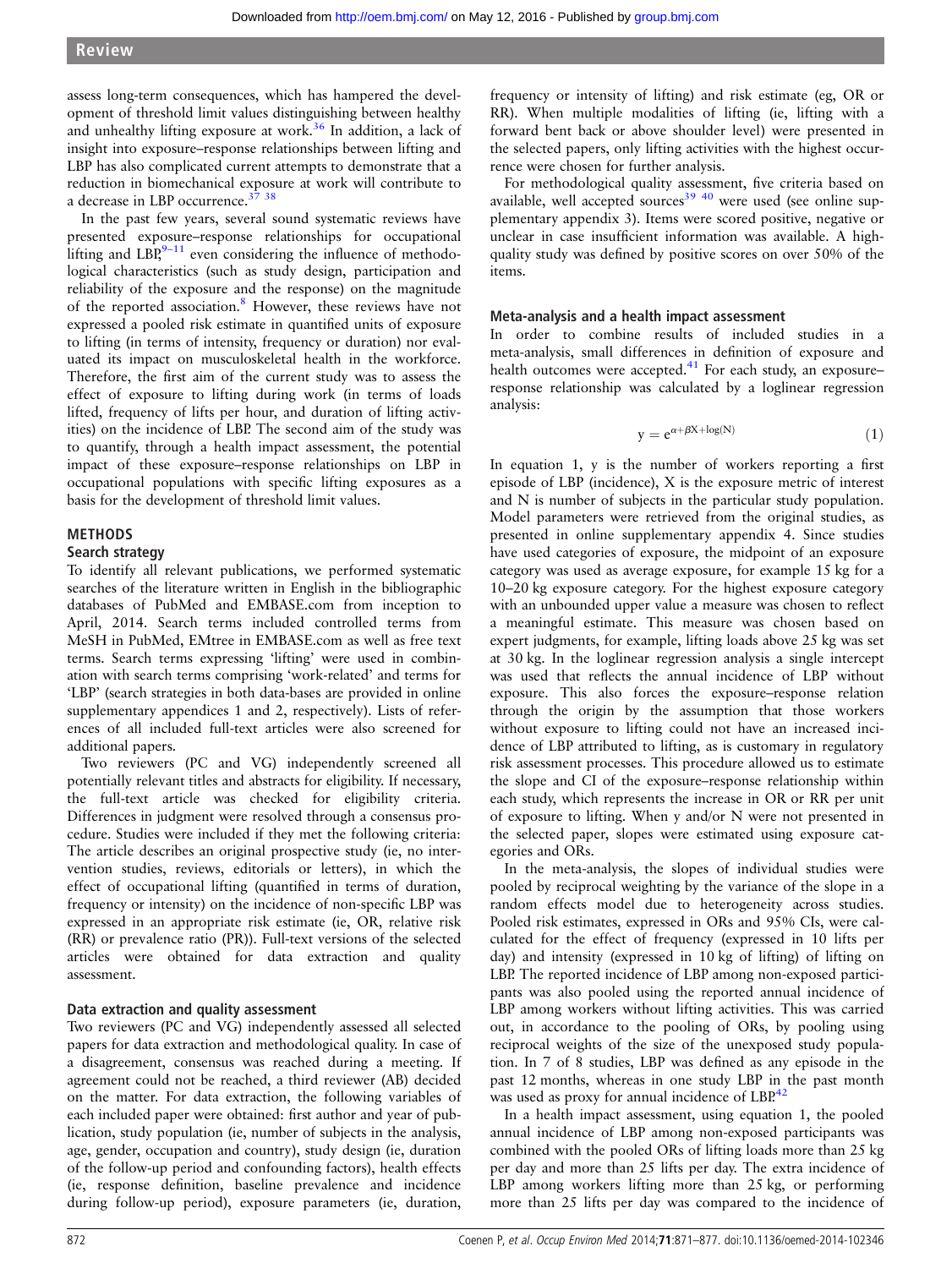assess long-term consequences, which has hampered the development of threshold limit values distinguishing between healthy and unhealthy lifting exposure at work.[36] In addition, a lack of insight into exposure–response relationships between lifting and LBP has also complicated current attempts to demonstrate that a reduction in biomechanical exposure at work will contribute to a decrease in LBP occurrence.[37 38]

In the past few years, several sound systematic reviews have presented exposure–response relationships for occupational lifting and LBP,[9–11] even considering the influence of methodological characteristics (such as study design, participation and reliability of the exposure and the response) on the magnitude of the reported association.[8] However, these reviews have not expressed a pooled risk estimate in quantified units of exposure to lifting (in terms of intensity, frequency or duration) nor evaluated its impact on musculoskeletal health in the workforce. Therefore, the first aim of the current study was to assess the effect of exposure to lifting during work (in terms of loads lifted, frequency of lifts per hour, and duration of lifting activities) on the incidence of LBP. The second aim of the study was to quantify, through a health impact assessment, the potential impact of these exposure–response relationships on LBP in occupational populations with specific lifting exposures as a basis for the development of threshold limit values.

## METHODS

### Search strategy

To identify all relevant publications, we performed systematic searches of the literature written in English in the bibliographic databases of PubMed and EMBASE.com from inception to April, 2014. Search terms included controlled terms from MeSH in PubMed, EMtree in EMBASE.com as well as free text terms. Search terms expressing 'lifting' were used in combination with search terms comprising 'work-related' and terms for 'LBP' (search strategies in both data-bases are provided in online supplementary appendices 1 and 2, respectively). Lists of references of all included full-text articles were also screened for additional papers.

Two reviewers (PC and VG) independently screened all potentially relevant titles and abstracts for eligibility. If necessary, the full-text article was checked for eligibility criteria. Differences in judgment were resolved through a consensus procedure. Studies were included if they met the following criteria: The article describes an original prospective study (ie, no intervention studies, reviews, editorials or letters), in which the effect of occupational lifting (quantified in terms of duration, frequency or intensity) on the incidence of non-specific LBP was expressed in an appropriate risk estimate (ie, OR, relative risk (RR) or prevalence ratio (PR)). Full-text versions of the selected articles were obtained for data extraction and quality assessment.

### Data extraction and quality assessment

Two reviewers (PC and VG) independently assessed all selected papers for data extraction and methodological quality. In case of a disagreement, consensus was reached during a meeting. If agreement could not be reached, a third reviewer (AB) decided on the matter. For data extraction, the following variables of each included paper were obtained: first author and year of publication, study population (ie, number of subjects in the analysis, age, gender, occupation and country), study design (ie, duration of the follow-up period and confounding factors), health effects (ie, response definition, baseline prevalence and incidence during follow-up period), exposure parameters (ie, duration, frequency or intensity of lifting) and risk estimate (eg, OR or RR). When multiple modalities of lifting (ie, lifting with a forward bent back or above shoulder level) were presented in the selected papers, only lifting activities with the highest occurrence were chosen for further analysis.

For methodological quality assessment, five criteria based on available, well accepted sources[39 40] were used (see online supplementary appendix 3). Items were scored positive, negative or unclear in case insufficient information was available. A high-quality study was defined by positive scores on over 50% of the items.

### Meta-analysis and a health impact assessment

In order to combine results of included studies in a meta-analysis, small differences in definition of exposure and health outcomes were accepted.[41] For each study, an exposure–response relationship was calculated by a loglinear regression analysis:

$$y = e^{\alpha+\beta X+\log(N)} \tag{1}$$

In equation 1, y is the number of workers reporting a first episode of LBP (incidence), X is the exposure metric of interest and N is number of subjects in the particular study population. Model parameters were retrieved from the original studies, as presented in online supplementary appendix 4. Since studies have used categories of exposure, the midpoint of an exposure category was used as average exposure, for example 15 kg for a 10–20 kg exposure category. For the highest exposure category with an unbounded upper value a measure was chosen to reflect a meaningful estimate. This measure was chosen based on expert judgments, for example, lifting loads above 25 kg was set at 30 kg. In the loglinear regression analysis a single intercept was used that reflects the annual incidence of LBP without exposure. This also forces the exposure–response relation through the origin by the assumption that those workers without exposure to lifting could not have an increased incidence of LBP attributed to lifting, as is customary in regulatory risk assessment processes. This procedure allowed us to estimate the slope and CI of the exposure–response relationship within each study, which represents the increase in OR or RR per unit of exposure to lifting. When y and/or N were not presented in the selected paper, slopes were estimated using exposure categories and ORs.

In the meta-analysis, the slopes of individual studies were pooled by reciprocal weighting by the variance of the slope in a random effects model due to heterogeneity across studies. Pooled risk estimates, expressed in ORs and 95% CIs, were calculated for the effect of frequency (expressed in 10 lifts per day) and intensity (expressed in 10 kg of lifting) of lifting on LBP. The reported incidence of LBP among non-exposed participants was also pooled using the reported annual incidence of LBP among workers without lifting activities. This was carried out, in accordance to the pooling of ORs, by pooling using reciprocal weights of the size of the unexposed study population. In 7 of 8 studies, LBP was defined as any episode in the past 12 months, whereas in one study LBP in the past month was used as proxy for annual incidence of LBP.[42]

In a health impact assessment, using equation 1, the pooled annual incidence of LBP among non-exposed participants was combined with the pooled ORs of lifting loads more than 25 kg per day and more than 25 lifts per day. The extra incidence of LBP among workers lifting more than 25 kg, or performing more than 25 lifts per day was compared to the incidence of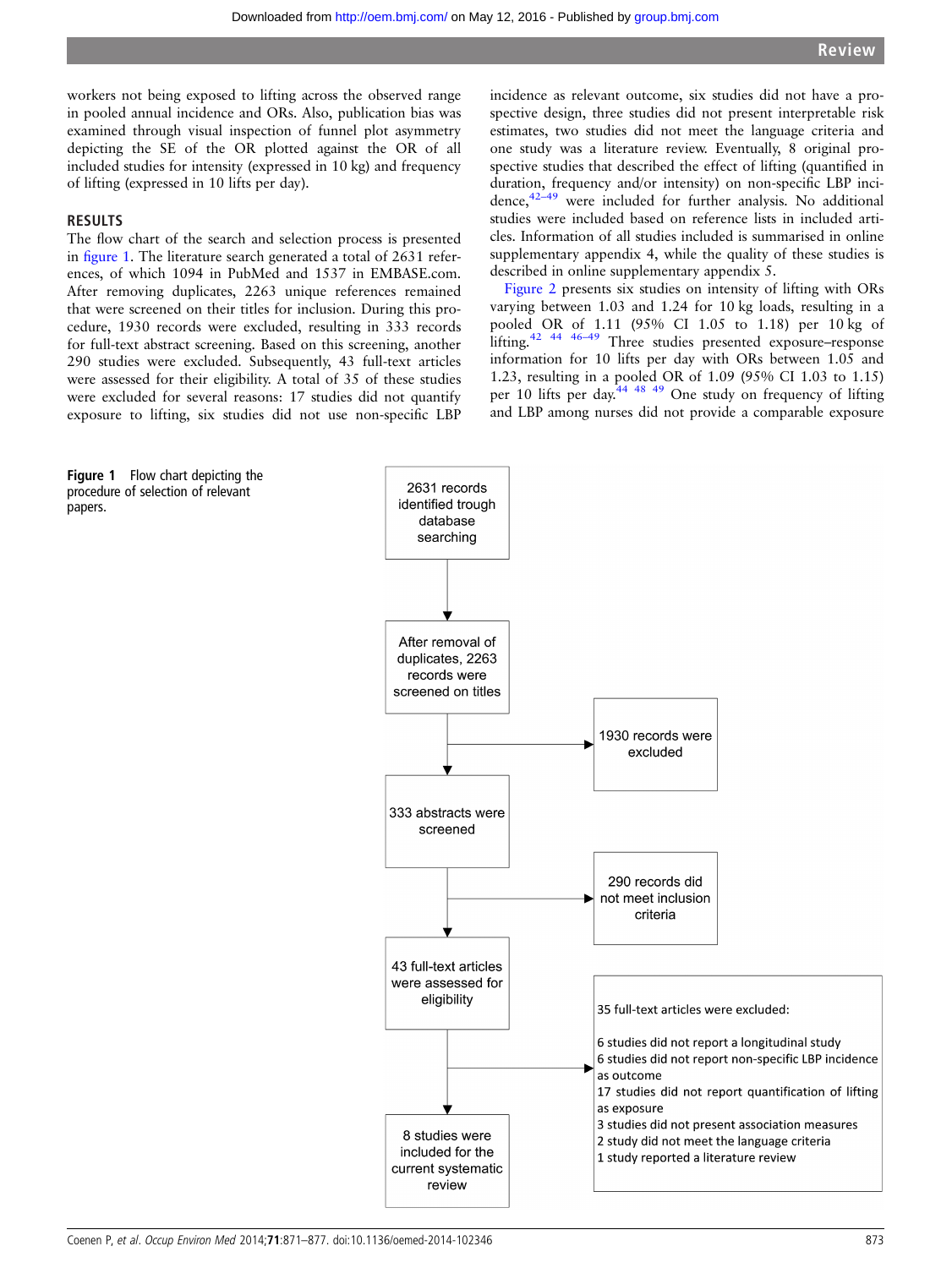workers not being exposed to lifting across the observed range in pooled annual incidence and ORs. Also, publication bias was examined through visual inspection of funnel plot asymmetry depicting the SE of the OR plotted against the OR of all included studies for intensity (expressed in 10 kg) and frequency of lifting (expressed in 10 lifts per day).

## RESULTS

The flow chart of the search and selection process is presented in figure 1. The literature search generated a total of 2631 references, of which 1094 in PubMed and 1537 in EMBASE.com. After removing duplicates, 2263 unique references remained that were screened on their titles for inclusion. During this procedure, 1930 records were excluded, resulting in 333 records for full-text abstract screening. Based on this screening, another 290 studies were excluded. Subsequently, 43 full-text articles were assessed for their eligibility. A total of 35 of these studies were excluded for several reasons: 17 studies did not quantify exposure to lifting, six studies did not use non-specific LBP incidence as relevant outcome, six studies did not have a prospective design, three studies did not present interpretable risk estimates, two studies did not meet the language criteria and one study was a literature review. Eventually, 8 original prospective studies that described the effect of lifting (quantified in duration, frequency and/or intensity) on non-specific LBP incidence,[42–49] were included for further analysis. No additional studies were included based on reference lists in included articles. Information of all studies included is summarised in online supplementary appendix 4, while the quality of these studies is described in online supplementary appendix 5.

Figure 2 presents six studies on intensity of lifting with ORs varying between 1.03 and 1.24 for 10 kg loads, resulting in a pooled OR of 1.11 (95% CI 1.05 to 1.18) per 10 kg of lifting.[42 44 46–49] Three studies presented exposure–response information for 10 lifts per day with ORs between 1.05 and 1.23, resulting in a pooled OR of 1.09 (95% CI 1.03 to 1.15) per 10 lifts per day.[44 48 49] One study on frequency of lifting and LBP incidence among nurses did not provide a comparable exposure

**Figure 1** Flow chart depicting the procedure of selection of relevant papers.

2631 records identified trough database searching
→ After removal of duplicates, 2263 records were screened on titles
→ 1930 records were excluded
→ 333 abstracts were screened
→ 290 records did not meet inclusion criteria
→ 43 full-text articles were assessed for eligibility
→ 35 full-text articles were excluded:

- 6 studies did not report a longitudinal study
- 6 studies did not report non-specific LBP incidence as outcome
- 17 studies did not report quantification of lifting as exposure
- 3 studies did not present association measures
- 2 study did not meet the language criteria
- 1 study reported a literature review

→ 8 studies were included for the current systematic review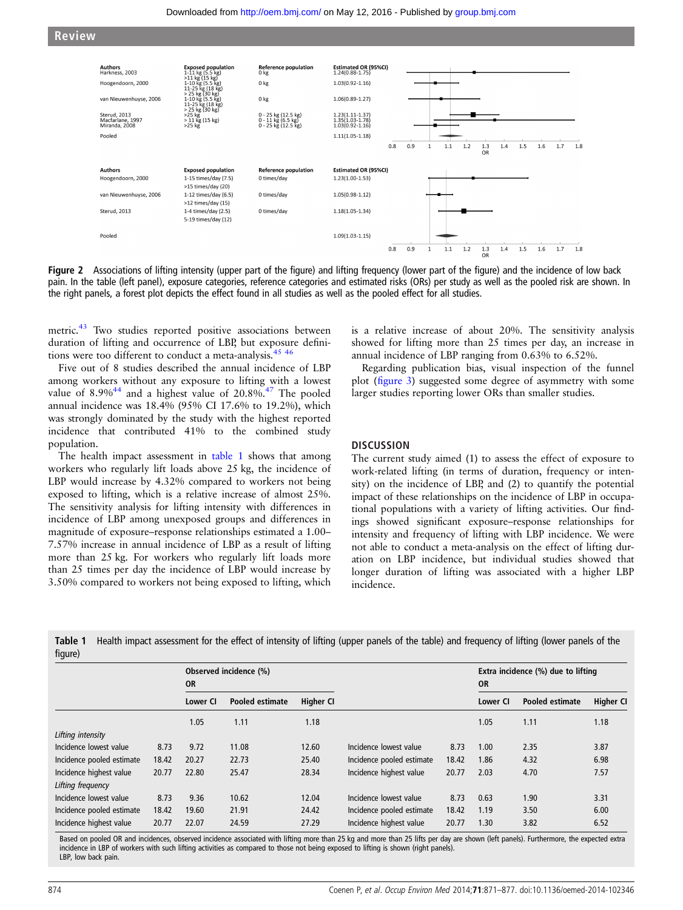| Authors | Exposed population | Reference population | Estimated OR (95%CI) |
|---|---|---|---|
| Harkness, 2003 | 1-11 kg (5.5 kg) >11 kg (15 kg) | 0 kg | 1.24(0.88-1.75) |
| Hoogendoorn, 2000 | 1-10 kg (5.5 kg) 11-25 kg (18 kg) > 25 kg (30 kg) | 0 kg | 1.03(0.92-1.16) |
| van Nieuwenhuyse, 2006 | 1-10 kg (5.5 kg) 11-25 kg (18 kg) > 25 kg (30 kg) | 0 kg | 1.06(0.89-1.27) |
| Sterud, 2013 | >25 kg | 0 - 25 kg (12.5 kg) | 1.23(1.11-1.37) |
| Macfarlane, 1997 | > 11 kg (15 kg) | 0 - 11 kg (6.5 kg) | 1.35(1.03-1.78) |
| Miranda, 2008 | >25 kg | 0 - 25 kg (12.5 kg) | 1.03(0.92-1.16) |
| Pooled | | | 1.11(1.05-1.18) |

| Authors | Exposed population | Reference population | Estimated OR (95%CI) |
|---|---|---|---|
| Hoogendoorn, 2000 | 1-15 times/day (7.5) >15 times/day (20) | 0 times/day | 1.23(1.00-1.53) |
| van Nieuwenhuyse, 2006 | 1-12 times/day (6.5) >12 times/day (15) | 0 times/day | 1.05(0.98-1.12) |
| Sterud, 2013 | 1-4 times/day (2.5) 5-19 times/day (12) | 0 times/day | 1.18(1.05-1.34) |
| Pooled | | | 1.09(1.03-1.15) |

**Figure 2** Associations of lifting intensity (upper part of the figure) and lifting frequency (lower part of the figure) and the incidence of low back pain. In the table (left panel), exposure categories, reference categories and estimated risks (ORs) per study as well as the pooled risk are shown. In the right panels, a forest plot depicts the effect found in all studies as well as the pooled effect for all studies.

metric.[43] Two studies reported positive associations between duration of lifting and occurrence of LBP, but exposure definitions were too different to conduct a meta-analysis.[45 46]

Five out of 8 studies described the annual incidence of LBP among workers without any exposure to lifting with a lowest value of 8.9%[44] and a highest value of 20.8%.[47] The pooled annual incidence was 18.4% (95% CI 17.6% to 19.2%), which was strongly dominated by the study with the highest reported incidence that contributed 41% to the combined study population.

The health impact assessment in table 1 shows that among workers who regularly lift loads above 25 kg, the incidence of LBP would increase by 4.32% compared to workers not being exposed to lifting, which is a relative increase of almost 25%. The sensitivity analysis for lifting intensity with differences in incidence of LBP among unexposed groups and differences in magnitude of exposure–response relationships estimated a 1.00–7.57% increase in annual incidence of LBP as a result of lifting more than 25 kg. For workers who regularly lift loads more than 25 times per day the incidence of LBP would increase by 3.50% compared to workers not being exposed to lifting, which is a relative increase of about 20%. The sensitivity analysis showed for lifting more than 25 times per day, an increase in annual incidence of LBP ranging from 0.63% to 6.52%.

Regarding publication bias, visual inspection of the funnel plot (figure 3) suggested some degree of asymmetry with some larger studies reporting lower ORs than smaller studies.

## DISCUSSION

The current study aimed (1) to assess the effect of exposure to work-related lifting (in terms of duration, frequency or intensity) on the incidence of LBP, and (2) to quantify the potential impact of these relationships on the incidence of LBP in occupational populations with a variety of lifting activities. Our findings showed significant exposure–response relationships for intensity and frequency of lifting with LBP incidence. We were not able to conduct a meta-analysis on the effect of lifting duration on LBP incidence, but individual studies showed that longer duration of lifting was associated with a higher LBP incidence.

**Table 1** Health impact assessment for the effect of intensity of lifting (upper panels of the table) and frequency of lifting (lower panels of the figure)

| | | Observed incidence (%) OR | | | | | Extra incidence (%) due to lifting OR | | |
|---|---|---|---|---|---|---|---|---|---|
| | | Lower CI | Pooled estimate | Higher CI | | | Lower CI | Pooled estimate | Higher CI |
| | | 1.05 | 1.11 | 1.18 | | | 1.05 | 1.11 | 1.18 |
| *Lifting intensity* | | | | | | | | | |
| Incidence lowest value | 8.73 | 9.72 | 11.08 | 12.60 | Incidence lowest value | 8.73 | 1.00 | 2.35 | 3.87 |
| Incidence pooled estimate | 18.42 | 20.27 | 22.73 | 25.40 | Incidence pooled estimate | 18.42 | 1.86 | 4.32 | 6.98 |
| Incidence highest value | 20.77 | 22.80 | 25.47 | 28.34 | Incidence highest value | 20.77 | 2.03 | 4.70 | 7.57 |
| *Lifting frequency* | | | | | | | | | |
| Incidence lowest value | 8.73 | 9.36 | 10.62 | 12.04 | Incidence lowest value | 8.73 | 0.63 | 1.90 | 3.31 |
| Incidence pooled estimate | 18.42 | 19.60 | 21.91 | 24.42 | Incidence pooled estimate | 18.42 | 1.19 | 3.50 | 6.00 |
| Incidence highest value | 20.77 | 22.07 | 24.59 | 27.29 | Incidence highest value | 20.77 | 1.30 | 3.82 | 6.52 |

Based on pooled OR and incidences, observed incidence associated with lifting more than 25 kg and more than 25 lifts per day are shown (left panels). Furthermore, the expected extra incidence in LBP of workers with such lifting activities as compared to those not being exposed to lifting is shown (right panels).
LBP, low back pain.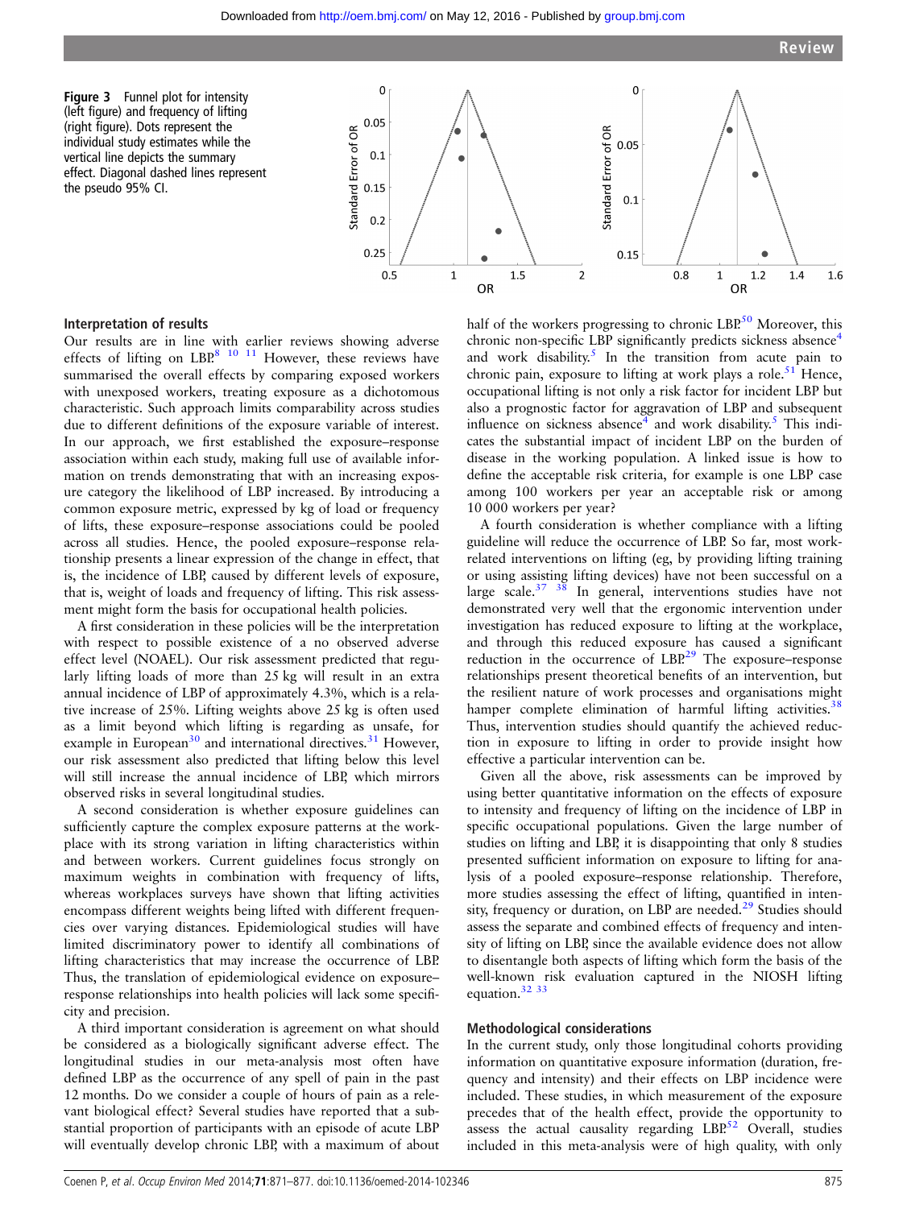Figure 3 Funnel plot for intensity (left figure) and frequency of lifting (right figure). Dots represent the individual study estimates while the vertical line depicts the summary effect. Diagonal dashed lines represent the pseudo 95% CI.

### Interpretation of results

Our results are in line with earlier reviews showing adverse effects of lifting on LBP.[8 10 11] However, these reviews have summarised the overall effects by comparing exposed workers with unexposed workers, treating exposure as a dichotomous characteristic. Such approach limits comparability across studies due to different definitions of the exposure variable of interest. In our approach, we first established the exposure–response association within each study, making full use of available information on trends demonstrating that with an increasing exposure category the likelihood of LBP increased. By introducing a common exposure metric, expressed by kg of load or frequency of lifts, these exposure–response associations could be pooled across all studies. Hence, the pooled exposure–response relationship presents a linear expression of the change in effect, that is, the incidence of LBP, caused by different levels of exposure, that is, weight of loads and frequency of lifting. This risk assessment might form the basis for occupational health policies.

A first consideration in these policies will be the interpretation with respect to possible existence of a no observed adverse effect level (NOAEL). Our risk assessment predicted that regularly lifting loads of more than 25 kg will result in an extra annual incidence of LBP of approximately 4.3%, which is a relative increase of 25%. Lifting weights above 25 kg is often used as a limit beyond which lifting is regarding as unsafe, for example in European[30] and international directives.[31] However, our risk assessment also predicted that lifting below this level will still increase the annual incidence of LBP, which mirrors observed risks in several longitudinal studies.

A second consideration is whether exposure guidelines can sufficiently capture the complex exposure patterns at the workplace with its strong variation in lifting characteristics within and between workers. Current guidelines focus strongly on maximum weights in combination with frequency of lifts, whereas workplaces surveys have shown that lifting activities encompass different weights being lifted with different frequencies over varying distances. Epidemiological studies will have limited discriminatory power to identify all combinations of lifting characteristics that may increase the occurrence of LBP. Thus, the translation of epidemiological evidence on exposure–response relationships into health policies will lack some specificity and precision.

A third important consideration is agreement on what should be considered as a biologically significant adverse effect. The longitudinal studies in our meta-analysis most often have defined LBP as the occurrence of any spell of pain in the past 12 months. Do we consider a couple of hours of pain as a relevant biological effect? Several studies have reported that a substantial proportion of participants with an episode of acute LBP will eventually develop chronic LBP, with a maximum of about half of the workers progressing to chronic LBP.[50] Moreover, this chronic non-specific LBP significantly predicts sickness absence[4] and work disability.[5] In the transition from acute pain to chronic pain, exposure to lifting at work plays a role.[51] Hence, occupational lifting is not only a risk factor for incident LBP but also a prognostic factor for aggravation of LBP and subsequent influence on sickness absence[4] and work disability.[5] This indicates the substantial impact of incident LBP on the burden of disease in the working population. A linked issue is how to define the acceptable risk criteria, for example is one LBP case among 100 workers per year an acceptable risk or among 10 000 workers per year?

A fourth consideration is whether compliance with a lifting guideline will reduce the occurrence of LBP. So far, most work-related interventions on lifting (eg, by providing lifting training or using assisting lifting devices) have not been successful on a large scale.[37 38] In general, interventions studies have not demonstrated very well that the ergonomic intervention under investigation has reduced exposure to lifting at the workplace, and through this reduced exposure has caused a significant reduction in the occurrence of LBP.[29] The exposure–response relationships present theoretical benefits of an intervention, but the resilient nature of work processes and organisations might hamper complete elimination of harmful lifting activities.[38] Thus, intervention studies should quantify the achieved reduction in exposure to lifting in order to provide insight how effective a particular intervention can be.

Given all the above, risk assessments can be improved by using better quantitative information on the effects of exposure to intensity and frequency of lifting on the incidence of LBP in specific occupational populations. Given the large number of studies on lifting and LBP, it is disappointing that only 8 studies presented sufficient information on exposure to lifting for analysis of a pooled exposure–response relationship. Therefore, more studies assessing the effect of lifting, quantified in intensity, frequency or duration, on LBP are needed.[29] Studies should assess the separate and combined effects of frequency and intensity of lifting on LBP, since the available evidence does not allow to disentangle both aspects of lifting which form the basis of the well-known risk evaluation captured in the NIOSH lifting equation.[32 33]

### Methodological considerations

In the current study, only those longitudinal cohorts providing information on quantitative exposure information (duration, frequency and intensity) and their effects on LBP incidence were included. These studies, in which measurement of the exposure precedes that of the health effect, provide the opportunity to assess the actual causality regarding LBP.[52] Overall, studies included in this meta-analysis were of high quality, with only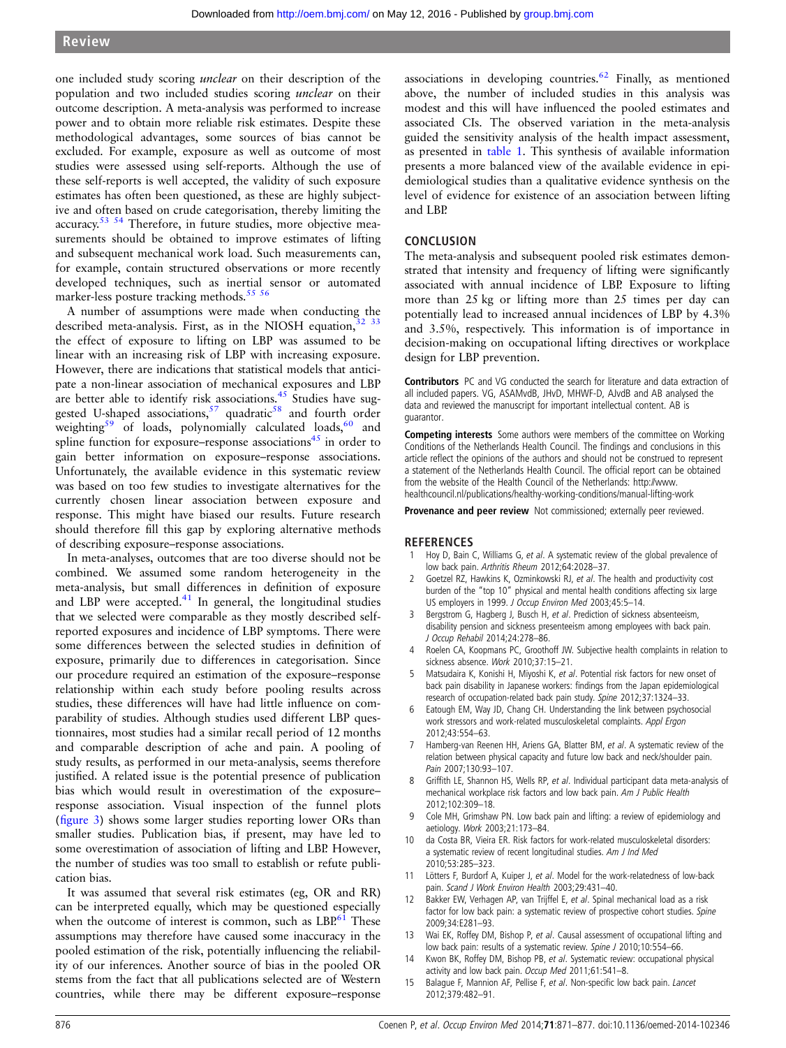one included study scoring *unclear* on their description of the population and two included studies scoring *unclear* on their outcome description. A meta-analysis was performed to increase power and to obtain more reliable risk estimates. Despite these methodological advantages, some sources of bias cannot be excluded. For example, exposure as well as outcome of most studies were assessed using self-reports. Although the use of these self-reports is well accepted, the validity of such exposure estimates has often been questioned, as these are highly subjective and often based on crude categorisation, thereby limiting the accuracy.[53 54] Therefore, in future studies, more objective measurements should be obtained to improve estimates of lifting and subsequent mechanical work load. Such measurements can, for example, contain structured observations or more recently developed techniques, such as inertial sensor or automated marker-less posture tracking methods.[55 56]

A number of assumptions were made when conducting the described meta-analysis. First, as in the NIOSH equation,[32 33] the effect of exposure to lifting on LBP was assumed to be linear with an increasing risk of LBP with increasing exposure. However, there are indications that statistical models that anticipate a non-linear association of mechanical exposures and LBP are better able to identify risk associations.[45] Studies have suggested U-shaped associations,[57] quadratic[58] and fourth order weighting[59] of loads, polynomially calculated loads,[60] and spline function for exposure–response associations[45] in order to gain better information on exposure–response associations. Unfortunately, the available evidence in this systematic review was based on too few studies to investigate alternatives for the currently chosen linear association between exposure and response. This might have biased our results. Future research should therefore fill this gap by exploring alternative methods of describing exposure–response associations.

In meta-analyses, outcomes that are too diverse should not be combined. We assumed some random heterogeneity in the meta-analysis, but small differences in definition of exposure and LBP were accepted.[41] In general, the longitudinal studies that we selected were comparable as they mostly described self-reported exposures and incidence of LBP symptoms. There were some differences between the selected studies in definition of exposure, primarily due to differences in categorisation. Since our procedure required an estimation of the exposure–response relationship within each study before pooling results across studies, these differences will have had little influence on comparability of studies. Although studies used different LBP questionnaires, most studies had a similar recall period of 12 months and comparable description of ache and pain. A pooling of study results, as performed in our meta-analysis, seems therefore justified. A related issue is the potential presence of publication bias which would result in overestimation of the exposure–response association. Visual inspection of the funnel plots (figure 3) shows some larger studies reporting lower ORs than smaller studies. Publication bias, if present, may have led to some overestimation of association of lifting and LBP. However, the number of studies was too small to establish or refute publication bias.

It was assumed that several risk estimates (eg, OR and RR) can be interpreted equally, which may be questioned especially when the outcome of interest is common, such as LBP.[61] These assumptions may therefore have caused some inaccuracy in the pooled estimation of the risk, potentially influencing the reliability of our inferences. Another source of bias in the pooled OR stems from the fact that all publications selected are of Western countries, while there may be different exposure–response associations in developing countries.[62] Finally, as mentioned above, the number of included studies in this analysis was modest and this will have influenced the pooled estimates and associated CIs. The observed variation in the meta-analysis guided the sensitivity analysis of the health impact assessment, as presented in table 1. This synthesis of available information presents a more balanced view of the available evidence in epidemiological studies than a qualitative evidence synthesis on the level of evidence for existence of an association between lifting and LBP.

## CONCLUSION

The meta-analysis and subsequent pooled risk estimates demonstrated that intensity and frequency of lifting were significantly associated with annual incidence of LBP. Exposure to lifting more than 25 kg or lifting more than 25 times per day can potentially lead to increased annual incidences of LBP by 4.3% and 3.5%, respectively. This information is of importance in decision-making on occupational lifting directives or workplace design for LBP prevention.

**Contributors** PC and VG conducted the search for literature and data extraction of all included papers. VG, ASAMvdB, JHvD, MHWF-D, AJvdB and AB analysed the data and reviewed the manuscript for important intellectual content. AB is guarantor.

**Competing interests** Some authors were members of the committee on Working Conditions of the Netherlands Health Council. The findings and conclusions in this article reflect the opinions of the authors and should not be construed to represent a statement of the Netherlands Health Council. The official report can be obtained from the website of the Health Council of the Netherlands: http://www.healthcouncil.nl/publications/healthy-working-conditions/manual-lifting-work

**Provenance and peer review** Not commissioned; externally peer reviewed.

## REFERENCES

1. Hoy D, Bain C, Williams G, *et al*. A systematic review of the global prevalence of low back pain. *Arthritis Rheum* 2012;64:2028–37.
2. Goetzel RZ, Hawkins K, Ozminkowski RJ, *et al*. The health and productivity cost burden of the "top 10" physical and mental health conditions affecting six large US employers in 1999. *J Occup Environ Med* 2003;45:5–14.
3. Bergstrom G, Hagberg J, Busch H, *et al*. Prediction of sickness absenteeism, disability pension and sickness presenteeism among employees with back pain. *J Occup Rehabil* 2014;24:278–86.
4. Roelen CA, Koopmans PC, Groothoff JW. Subjective health complaints in relation to sickness absence. *Work* 2010;37:15–21.
5. Matsudaira K, Konishi H, Miyoshi K, *et al*. Potential risk factors for new onset of back pain disability in Japanese workers: findings from the Japan epidemiological research of occupation-related back pain study. *Spine* 2012;37:1324–33.
6. Eatough EM, Way JD, Chang CH. Understanding the link between psychosocial work stressors and work-related musculoskeletal complaints. *Appl Ergon* 2012;43:554–63.
7. Hamberg-van Reenen HH, Ariens GA, Blatter BM, *et al*. A systematic review of the relation between physical capacity and future low back and neck/shoulder pain. *Pain* 2007;130:93–107.
8. Griffith LE, Shannon HS, Wells RP, *et al*. Individual participant data meta-analysis of mechanical workplace risk factors and low back pain. *Am J Public Health* 2012;102:309–18.
9. Cole MH, Grimshaw PN. Low back pain and lifting: a review of epidemiology and aetiology. *Work* 2003;21:173–84.
10. da Costa BR, Vieira ER. Risk factors for work-related musculoskeletal disorders: a systematic review of recent longitudinal studies. *Am J Ind Med* 2010;53:285–323.
11. Lötters F, Burdorf A, Kuiper J, *et al*. Model for the work-relatedness of low-back pain. *Scand J Work Environ Health* 2003;29:431–40.
12. Bakker EW, Verhagen AP, van Trijffel E, *et al*. Spinal mechanical load as a risk factor for low back pain: a systematic review of prospective cohort studies. *Spine* 2009;34:E281–93.
13. Wai EK, Roffey DM, Bishop P, *et al*. Causal assessment of occupational lifting and low back pain: results of a systematic review. *Spine J* 2010;10:554–66.
14. Kwon BK, Roffey DM, Bishop PB, *et al*. Systematic review: occupational physical activity and low back pain. *Occup Med* 2011;61:541–8.
15. Balague F, Mannion AF, Pellise F, *et al*. Non-specific low back pain. *Lancet* 2012;379:482–91.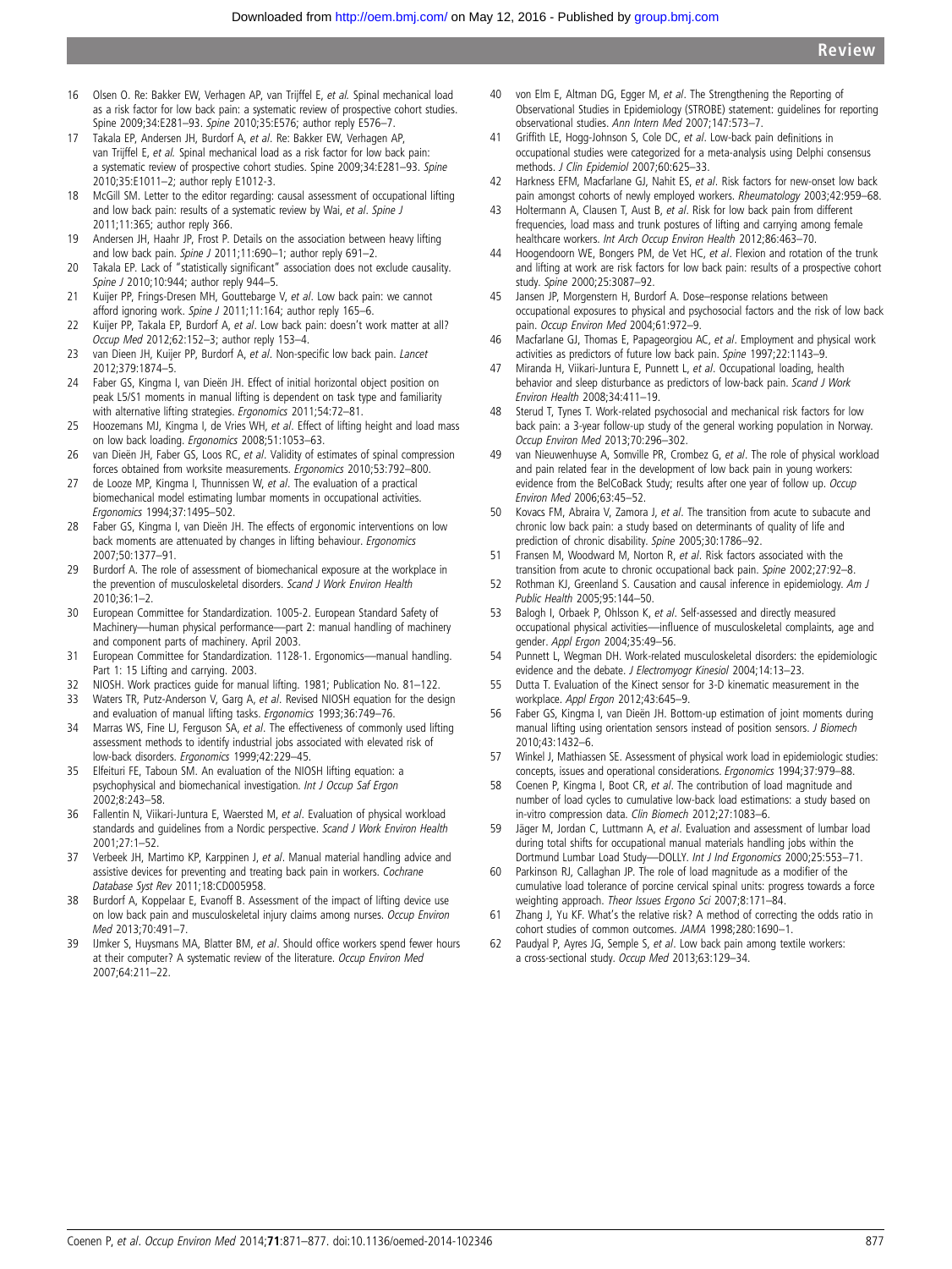16 Olsen O. Re: Bakker EW, Verhagen AP, van Trijffel E, *et al.* Spinal mechanical load as a risk factor for low back pain: a systematic review of prospective cohort studies. Spine 2009;34:E281–93. *Spine* 2010;35:E576; author reply E576–7.

17 Takala EP, Andersen JH, Burdorf A, *et al*. Re: Bakker EW, Verhagen AP, van Trijffel E, *et al.* Spinal mechanical load as a risk factor for low back pain: a systematic review of prospective cohort studies. Spine 2009;34:E281–93. *Spine* 2010;35:E1011–2; author reply E1012-3.

18 McGill SM. Letter to the editor regarding: causal assessment of occupational lifting and low back pain: results of a systematic review by Wai, *et al*. *Spine J* 2011;11:365; author reply 366.

19 Andersen JH, Haahr JP, Frost P. Details on the association between heavy lifting and low back pain. *Spine J* 2011;11:690–1; author reply 691–2.

20 Takala EP. Lack of "statistically significant" association does not exclude causality. *Spine J* 2010;10:944; author reply 944–5.

21 Kuijer PP, Frings-Dresen MH, Gouttebarge V, *et al*. Low back pain: we cannot afford ignoring work. *Spine J* 2011;11:164; author reply 165–6.

22 Kuijer PP, Takala EP, Burdorf A, *et al*. Low back pain: doesn't work matter at all? *Occup Med* 2012;62:152–3; author reply 153–4.

23 van Dieen JH, Kuijer PP, Burdorf A, *et al*. Non-specific low back pain. *Lancet* 2012;379:1874–5.

24 Faber GS, Kingma I, van Dieën JH. Effect of initial horizontal object position on peak L5/S1 moments in manual lifting is dependent on task type and familiarity with alternative lifting strategies. *Ergonomics* 2011;54:72–81.

25 Hoozemans MJ, Kingma I, de Vries WH, *et al*. Effect of lifting height and load mass on low back loading. *Ergonomics* 2008;51:1053–63.

26 van Dieën JH, Faber GS, Loos RC, *et al*. Validity of estimates of spinal compression forces obtained from worksite measurements. *Ergonomics* 2010;53:792–800.

27 de Looze MP, Kingma I, Thunnissen W, *et al*. The evaluation of a practical biomechanical model estimating lumbar moments in occupational activities. *Ergonomics* 1994;37:1495–502.

28 Faber GS, Kingma I, van Dieën JH. The effects of ergonomic interventions on low back moments are attenuated by changes in lifting behaviour. *Ergonomics* 2007;50:1377–91.

29 Burdorf A. The role of assessment of biomechanical exposure at the workplace in the prevention of musculoskeletal disorders. *Scand J Work Environ Health* 2010;36:1–2.

30 European Committee for Standardization. 1005-2. European Standard Safety of Machinery—human physical performance—part 2: manual handling of machinery and component parts of machinery. April 2003.

31 European Committee for Standardization. 1128-1. Ergonomics—manual handling. Part 1: 15 Lifting and carrying. 2003.

32 NIOSH. Work practices guide for manual lifting. 1981; Publication No. 81–122.

33 Waters TR, Putz-Anderson V, Garg A, *et al*. Revised NIOSH equation for the design and evaluation of manual lifting tasks. *Ergonomics* 1993;36:749–76.

34 Marras WS, Fine LJ, Ferguson SA, *et al*. The effectiveness of commonly used lifting assessment methods to identify industrial jobs associated with elevated risk of low-back disorders. *Ergonomics* 1999;42:229–45.

35 Elfeituri FE, Taboun SM. An evaluation of the NIOSH lifting equation: a psychophysical and biomechanical investigation. *Int J Occup Saf Ergon* 2002;8:243–58.

36 Fallentin N, Viikari-Juntura E, Waersted M, *et al*. Evaluation of physical workload standards and guidelines from a Nordic perspective. *Scand J Work Environ Health* 2001;27:1–52.

37 Verbeek JH, Martimo KP, Karppinen J, *et al*. Manual material handling advice and assistive devices for preventing and treating back pain in workers. *Cochrane Database Syst Rev* 2011;18:CD005958.

38 Burdorf A, Koppelaar E, Evanoff B. Assessment of the impact of lifting device use on low back pain and musculoskeletal injury claims among nurses. *Occup Environ Med* 2013;70:491–7.

39 IJmker S, Huysmans MA, Blatter BM, *et al*. Should office workers spend fewer hours at their computer? A systematic review of the literature. *Occup Environ Med* 2007;64:211–22.

40 von Elm E, Altman DG, Egger M, *et al*. The Strengthening the Reporting of Observational Studies in Epidemiology (STROBE) statement: guidelines for reporting observational studies. *Ann Intern Med* 2007;147:573–7.

41 Griffith LE, Hogg-Johnson S, Cole DC, *et al*. Low-back pain definitions in occupational studies were categorized for a meta-analysis using Delphi consensus methods. *J Clin Epidemiol* 2007;60:625–33.

42 Harkness EFM, Macfarlane GJ, Nahit ES, *et al*. Risk factors for new-onset low back pain amongst cohorts of newly employed workers. *Rheumatology* 2003;42:959–68.

43 Holtermann A, Clausen T, Aust B, *et al*. Risk for low back pain from different frequencies, load mass and trunk postures of lifting and carrying among female healthcare workers. *Int Arch Occup Environ Health* 2012;86:463–70.

44 Hoogendoorn WE, Bongers PM, de Vet HC, *et al*. Flexion and rotation of the trunk and lifting at work are risk factors for low back pain: results of a prospective cohort study. *Spine* 2000;25:3087–92.

45 Jansen JP, Morgenstern H, Burdorf A. Dose–response relations between occupational exposures to physical and psychosocial factors and the risk of low back pain. *Occup Environ Med* 2004;61:972–9.

46 Macfarlane GJ, Thomas E, Papageorgiou AC, *et al*. Employment and physical work activities as predictors of future low back pain. *Spine* 1997;22:1143–9.

47 Miranda H, Viikari-Juntura E, Punnett L, *et al*. Occupational loading, health behavior and sleep disturbance as predictors of low-back pain. *Scand J Work Environ Health* 2008;34:411–19.

48 Sterud T, Tynes T. Work-related psychosocial and mechanical risk factors for low back pain: a 3-year follow-up study of the general working population in Norway. *Occup Environ Med* 2013;70:296–302.

49 van Nieuwenhuyse A, Somville PR, Crombez G, *et al*. The role of physical workload and pain related fear in the development of low back pain in young workers: evidence from the BelCoBack Study; results after one year of follow up. *Occup Environ Med* 2006;63:45–52.

50 Kovacs FM, Abraira V, Zamora J, *et al*. The transition from acute to subacute and chronic low back pain: a study based on determinants of quality of life and prediction of chronic disability. *Spine* 2005;30:1786–92.

51 Fransen M, Woodward M, Norton R, *et al*. Risk factors associated with the transition from acute to chronic occupational back pain. *Spine* 2002;27:92–8.

52 Rothman KJ, Greenland S. Causation and causal inference in epidemiology. *Am J Public Health* 2005;95:144–50.

53 Balogh I, Orbaek P, Ohlsson K, *et al*. Self-assessed and directly measured occupational physical activities—influence of musculoskeletal complaints, age and gender. *Appl Ergon* 2004;35:49–56.

54 Punnett L, Wegman DH. Work-related musculoskeletal disorders: the epidemiologic evidence and the debate. *J Electromyogr Kinesiol* 2004;14:13–23.

55 Dutta T. Evaluation of the Kinect sensor for 3-D kinematic measurement in the workplace. *Appl Ergon* 2012;43:645–9.

56 Faber GS, Kingma I, van Dieën JH. Bottom-up estimation of joint moments during manual lifting using orientation sensors instead of position sensors. *J Biomech* 2010;43:1432–6.

57 Winkel J, Mathiassen SE. Assessment of physical work load in epidemiologic studies: concepts, issues and operational considerations. *Ergonomics* 1994;37:979–88.

58 Coenen P, Kingma I, Boot CR, *et al*. The contribution of load magnitude and number of load cycles to cumulative low-back load estimations: a study based on in-vitro compression data. *Clin Biomech* 2012;27:1083–6.

59 Jäger M, Jordan C, Luttmann A, *et al*. Evaluation and assessment of lumbar load during total shifts for occupational manual materials handling jobs within the Dortmund Lumbar Load Study—DOLLY. *Int J Ind Ergonomics* 2000;25:553–71.

60 Parkinson RJ, Callaghan JP. The role of load magnitude as a modifier of the cumulative load tolerance of porcine cervical spinal units: progress towards a force weighting approach. *Theor Issues Ergono Sci* 2007;8:171–84.

61 Zhang J, Yu KF. What's the relative risk? A method of correcting the odds ratio in cohort studies of common outcomes. *JAMA* 1998;280:1690–1.

62 Paudyal P, Ayres JG, Semple S, *et al*. Low back pain among textile workers: a cross-sectional study. *Occup Med* 2013;63:129–34.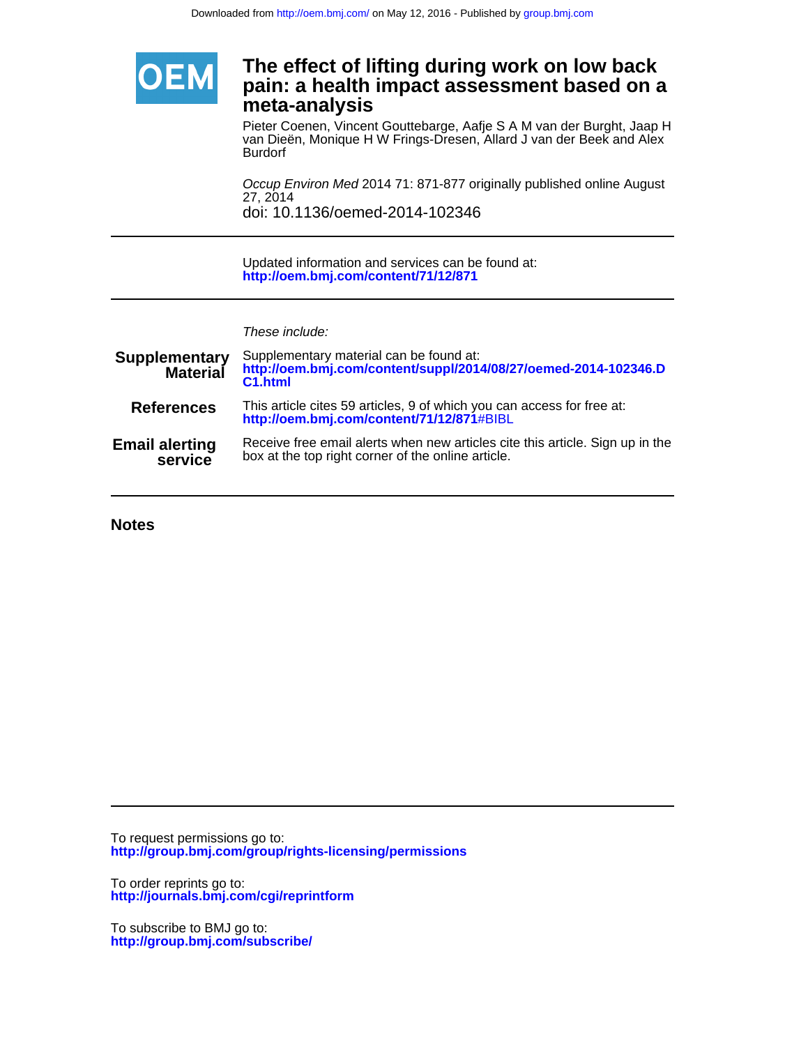Downloaded from http://oem.bmj.com/ on May 12, 2016 - Published by group.bmj.com

OEM

# The effect of lifting during work on low back pain: a health impact assessment based on a meta-analysis

Pieter Coenen, Vincent Gouttebarge, Aafje S A M van der Burght, Jaap H van Dieën, Monique H W Frings-Dresen, Allard J van der Beek and Alex Burdorf

*Occup Environ Med* 2014 71: 871-877 originally published online August 27, 2014

doi: 10.1136/oemed-2014-102346

---

Updated information and services can be found at:
**http://oem.bmj.com/content/71/12/871**

---

*These include:*

**Supplementary Material**
Supplementary material can be found at:
**http://oem.bmj.com/content/suppl/2014/08/27/oemed-2014-102346.DC1.html**

**References**
This article cites 59 articles, 9 of which you can access for free at:
**http://oem.bmj.com/content/71/12/871**#BIBL

**Email alerting service**
Receive free email alerts when new articles cite this article. Sign up in the box at the top right corner of the online article.

---

## Notes

---

To request permissions go to:
**http://group.bmj.com/group/rights-licensing/permissions**

To order reprints go to:
**http://journals.bmj.com/cgi/reprintform**

To subscribe to BMJ go to:
**http://group.bmj.com/subscribe/**